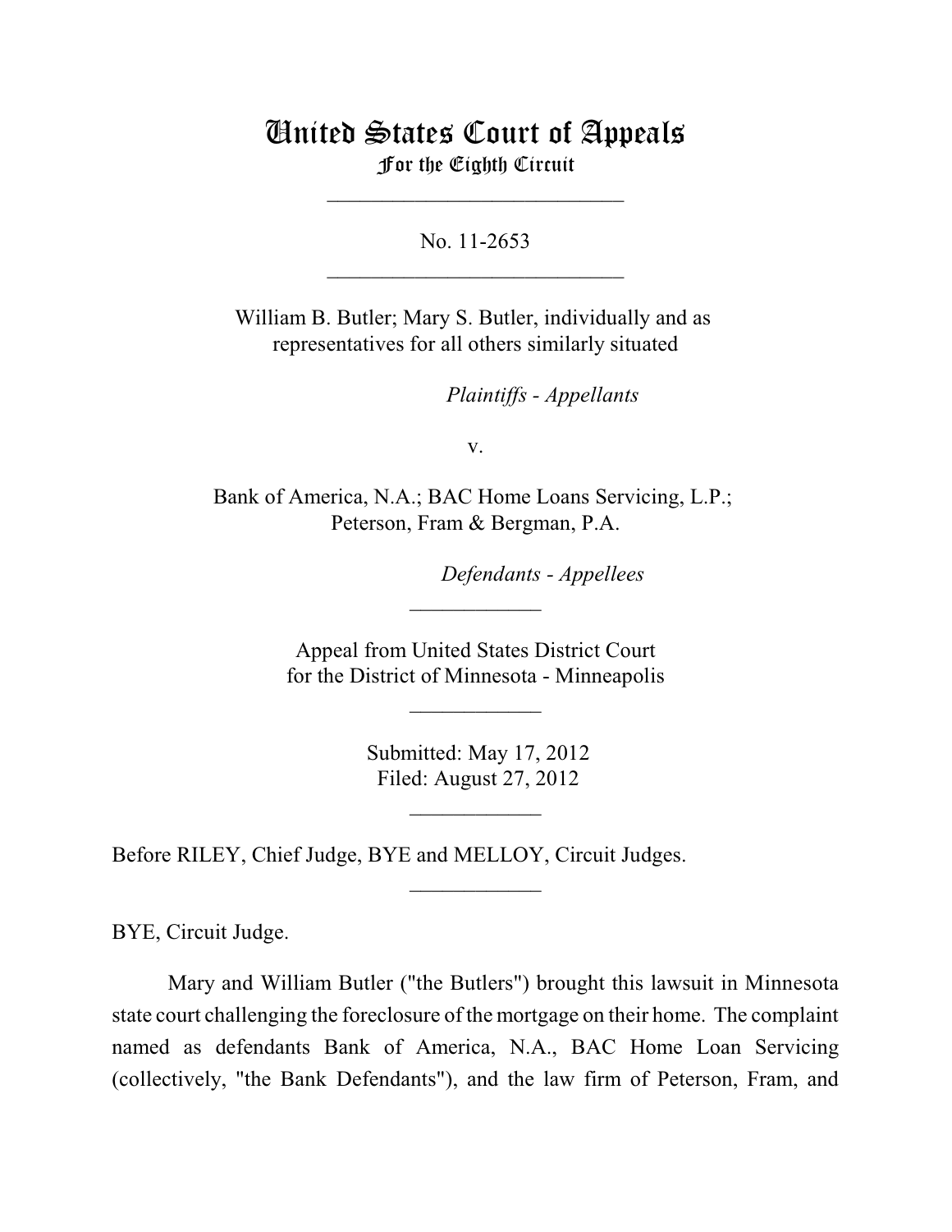# United States Court of Appeals
## For the Eighth Circuit

---

No. 11-2653

---

William B. Butler; Mary S. Butler, individually and as representatives for all others similarly situated

*Plaintiffs - Appellants*

v.

Bank of America, N.A.; BAC Home Loans Servicing, L.P.; Peterson, Fram & Bergman, P.A.

*Defendants - Appellees*

---

Appeal from United States District Court
for the District of Minnesota - Minneapolis

---

Submitted: May 17, 2012
Filed: August 27, 2012

---

Before RILEY, Chief Judge, BYE and MELLOY, Circuit Judges.

---

BYE, Circuit Judge.

Mary and William Butler ("the Butlers") brought this lawsuit in Minnesota state court challenging the foreclosure of the mortgage on their home. The complaint named as defendants Bank of America, N.A., BAC Home Loan Servicing (collectively, "the Bank Defendants"), and the law firm of Peterson, Fram, and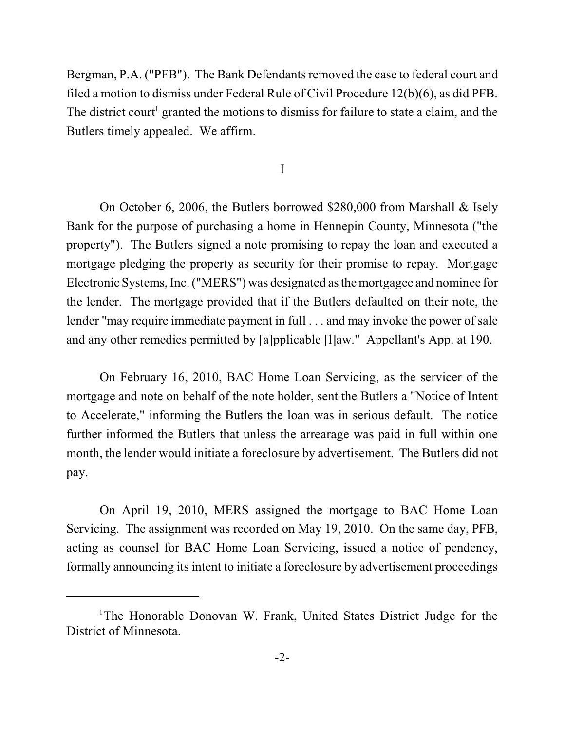Bergman, P.A. ("PFB"). The Bank Defendants removed the case to federal court and filed a motion to dismiss under Federal Rule of Civil Procedure 12(b)(6), as did PFB. The district court[1] granted the motions to dismiss for failure to state a claim, and the Butlers timely appealed. We affirm.

I

On October 6, 2006, the Butlers borrowed $280,000 from Marshall & Isely Bank for the purpose of purchasing a home in Hennepin County, Minnesota ("the property"). The Butlers signed a note promising to repay the loan and executed a mortgage pledging the property as security for their promise to repay. Mortgage Electronic Systems, Inc. ("MERS") was designated as the mortgagee and nominee for the lender. The mortgage provided that if the Butlers defaulted on their note, the lender "may require immediate payment in full . . . and may invoke the power of sale and any other remedies permitted by [a]pplicable [l]aw." Appellant's App. at 190.

On February 16, 2010, BAC Home Loan Servicing, as the servicer of the mortgage and note on behalf of the note holder, sent the Butlers a "Notice of Intent to Accelerate," informing the Butlers the loan was in serious default. The notice further informed the Butlers that unless the arrearage was paid in full within one month, the lender would initiate a foreclosure by advertisement. The Butlers did not pay.

On April 19, 2010, MERS assigned the mortgage to BAC Home Loan Servicing. The assignment was recorded on May 19, 2010. On the same day, PFB, acting as counsel for BAC Home Loan Servicing, issued a notice of pendency, formally announcing its intent to initiate a foreclosure by advertisement proceedings

[1]The Honorable Donovan W. Frank, United States District Judge for the District of Minnesota.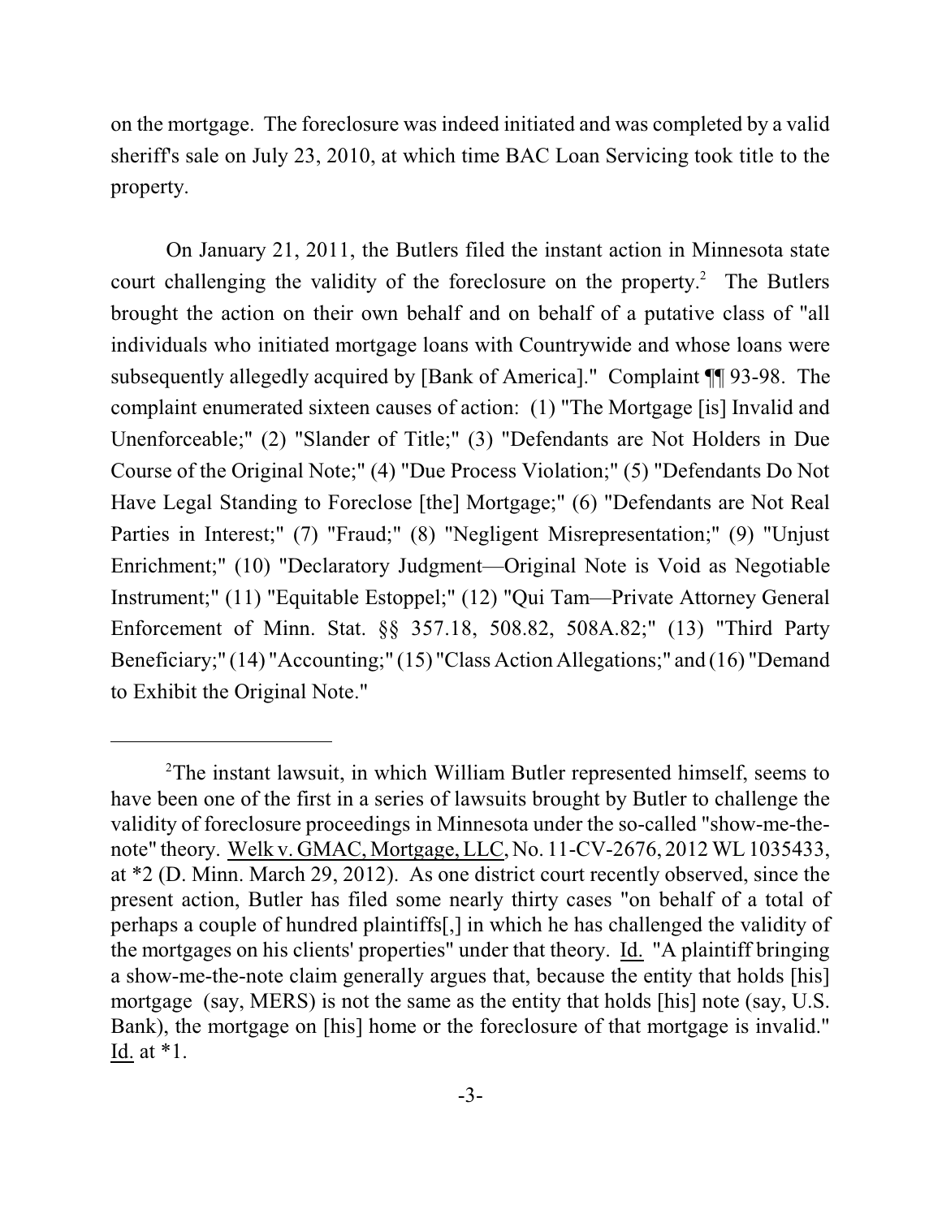on the mortgage. The foreclosure was indeed initiated and was completed by a valid sheriff's sale on July 23, 2010, at which time BAC Loan Servicing took title to the property.

On January 21, 2011, the Butlers filed the instant action in Minnesota state court challenging the validity of the foreclosure on the property.[2] The Butlers brought the action on their own behalf and on behalf of a putative class of "all individuals who initiated mortgage loans with Countrywide and whose loans were subsequently allegedly acquired by [Bank of America]." Complaint ¶¶ 93-98. The complaint enumerated sixteen causes of action: (1) "The Mortgage [is] Invalid and Unenforceable;" (2) "Slander of Title;" (3) "Defendants are Not Holders in Due Course of the Original Note;" (4) "Due Process Violation;" (5) "Defendants Do Not Have Legal Standing to Foreclose [the] Mortgage;" (6) "Defendants are Not Real Parties in Interest;" (7) "Fraud;" (8) "Negligent Misrepresentation;" (9) "Unjust Enrichment;" (10) "Declaratory Judgment—Original Note is Void as Negotiable Instrument;" (11) "Equitable Estoppel;" (12) "Qui Tam—Private Attorney General Enforcement of Minn. Stat. §§ 357.18, 508.82, 508A.82;" (13) "Third Party Beneficiary;" (14) "Accounting;" (15) "Class Action Allegations;" and (16) "Demand to Exhibit the Original Note."

---

[2]The instant lawsuit, in which William Butler represented himself, seems to have been one of the first in a series of lawsuits brought by Butler to challenge the validity of foreclosure proceedings in Minnesota under the so-called "show-me-the-note" theory. Welk v. GMAC, Mortgage, LLC, No. 11-CV-2676, 2012 WL 1035433, at *2 (D. Minn. March 29, 2012). As one district court recently observed, since the present action, Butler has filed some nearly thirty cases "on behalf of a total of perhaps a couple of hundred plaintiffs[,] in which he has challenged the validity of the mortgages on his clients' properties" under that theory. Id. "A plaintiff bringing a show-me-the-note claim generally argues that, because the entity that holds [his] mortgage (say, MERS) is not the same as the entity that holds [his] note (say, U.S. Bank), the mortgage on [his] home or the foreclosure of that mortgage is invalid." Id. at *1.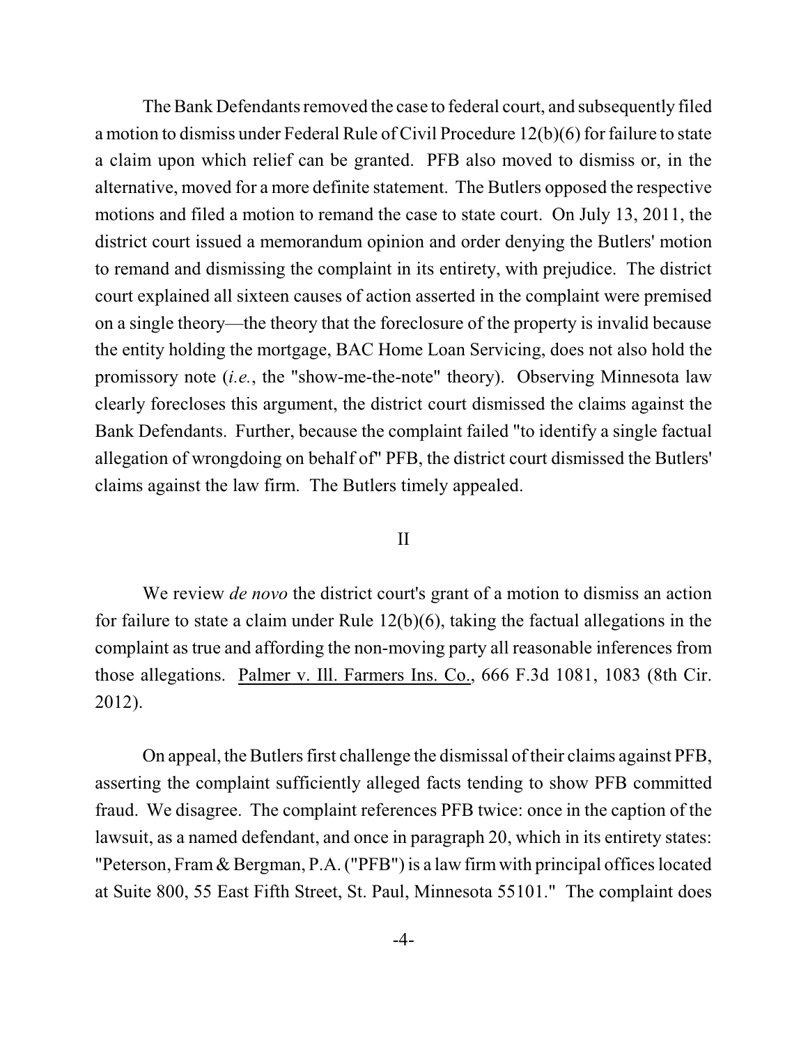The Bank Defendants removed the case to federal court, and subsequently filed a motion to dismiss under Federal Rule of Civil Procedure 12(b)(6) for failure to state a claim upon which relief can be granted. PFB also moved to dismiss or, in the alternative, moved for a more definite statement. The Butlers opposed the respective motions and filed a motion to remand the case to state court. On July 13, 2011, the district court issued a memorandum opinion and order denying the Butlers' motion to remand and dismissing the complaint in its entirety, with prejudice. The district court explained all sixteen causes of action asserted in the complaint were premised on a single theory—the theory that the foreclosure of the property is invalid because the entity holding the mortgage, BAC Home Loan Servicing, does not also hold the promissory note (*i.e.*, the "show-me-the-note" theory). Observing Minnesota law clearly forecloses this argument, the district court dismissed the claims against the Bank Defendants. Further, because the complaint failed "to identify a single factual allegation of wrongdoing on behalf of" PFB, the district court dismissed the Butlers' claims against the law firm. The Butlers timely appealed.

## II

We review *de novo* the district court's grant of a motion to dismiss an action for failure to state a claim under Rule 12(b)(6), taking the factual allegations in the complaint as true and affording the non-moving party all reasonable inferences from those allegations. Palmer v. Ill. Farmers Ins. Co., 666 F.3d 1081, 1083 (8th Cir. 2012).

On appeal, the Butlers first challenge the dismissal of their claims against PFB, asserting the complaint sufficiently alleged facts tending to show PFB committed fraud. We disagree. The complaint references PFB twice: once in the caption of the lawsuit, as a named defendant, and once in paragraph 20, which in its entirety states: "Peterson, Fram & Bergman, P.A. ("PFB") is a law firm with principal offices located at Suite 800, 55 East Fifth Street, St. Paul, Minnesota 55101." The complaint does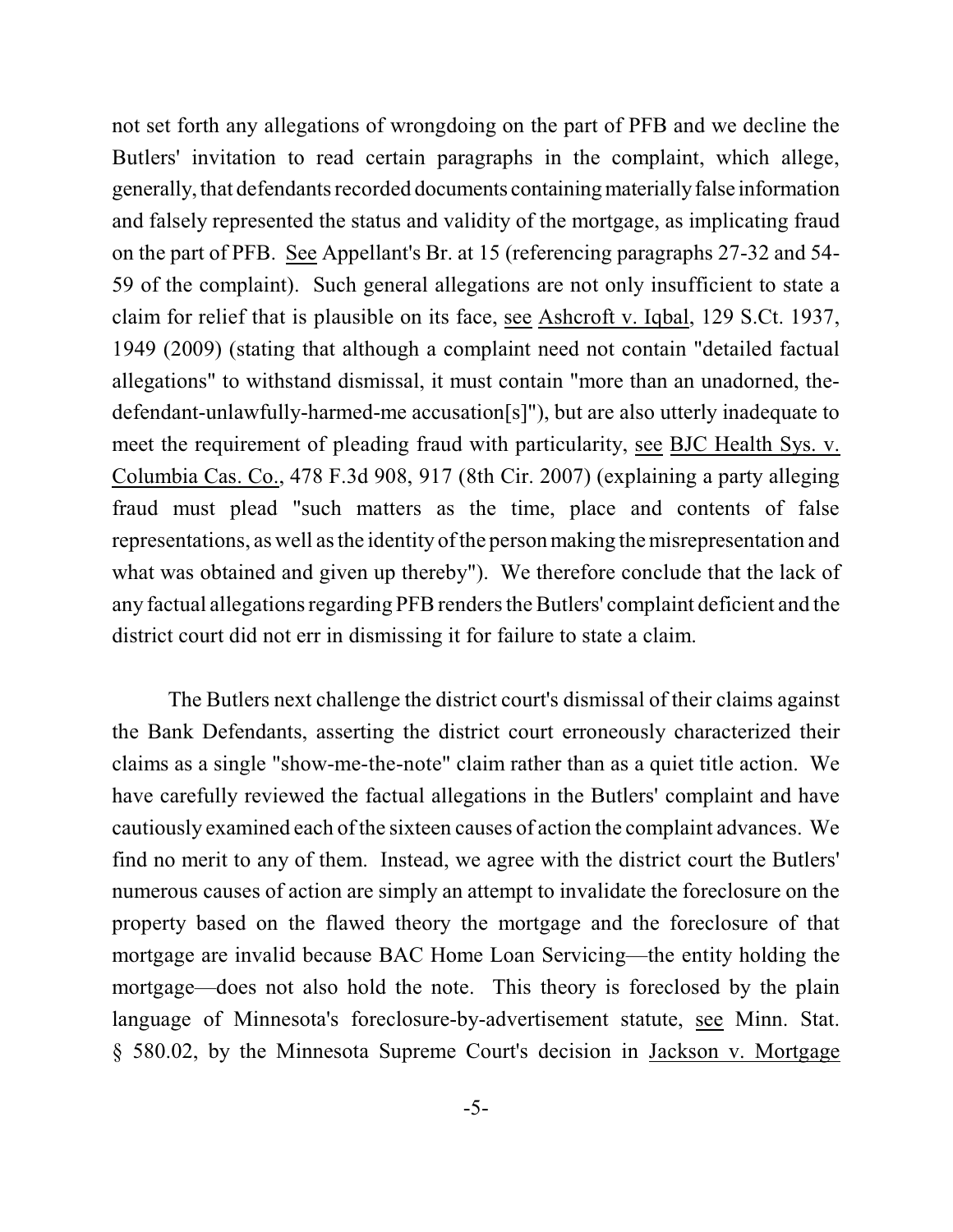not set forth any allegations of wrongdoing on the part of PFB and we decline the Butlers' invitation to read certain paragraphs in the complaint, which allege, generally, that defendants recorded documents containing materially false information and falsely represented the status and validity of the mortgage, as implicating fraud on the part of PFB. See Appellant's Br. at 15 (referencing paragraphs 27-32 and 54-59 of the complaint). Such general allegations are not only insufficient to state a claim for relief that is plausible on its face, see Ashcroft v. Iqbal, 129 S.Ct. 1937, 1949 (2009) (stating that although a complaint need not contain "detailed factual allegations" to withstand dismissal, it must contain "more than an unadorned, the-defendant-unlawfully-harmed-me accusation[s]"), but are also utterly inadequate to meet the requirement of pleading fraud with particularity, see BJC Health Sys. v. Columbia Cas. Co., 478 F.3d 908, 917 (8th Cir. 2007) (explaining a party alleging fraud must plead "such matters as the time, place and contents of false representations, as well as the identity of the person making the misrepresentation and what was obtained and given up thereby"). We therefore conclude that the lack of any factual allegations regarding PFB renders the Butlers' complaint deficient and the district court did not err in dismissing it for failure to state a claim.

The Butlers next challenge the district court's dismissal of their claims against the Bank Defendants, asserting the district court erroneously characterized their claims as a single "show-me-the-note" claim rather than as a quiet title action. We have carefully reviewed the factual allegations in the Butlers' complaint and have cautiously examined each of the sixteen causes of action the complaint advances. We find no merit to any of them. Instead, we agree with the district court the Butlers' numerous causes of action are simply an attempt to invalidate the foreclosure on the property based on the flawed theory the mortgage and the foreclosure of that mortgage are invalid because BAC Home Loan Servicing—the entity holding the mortgage—does not also hold the note. This theory is foreclosed by the plain language of Minnesota's foreclosure-by-advertisement statute, see Minn. Stat. § 580.02, by the Minnesota Supreme Court's decision in Jackson v. Mortgage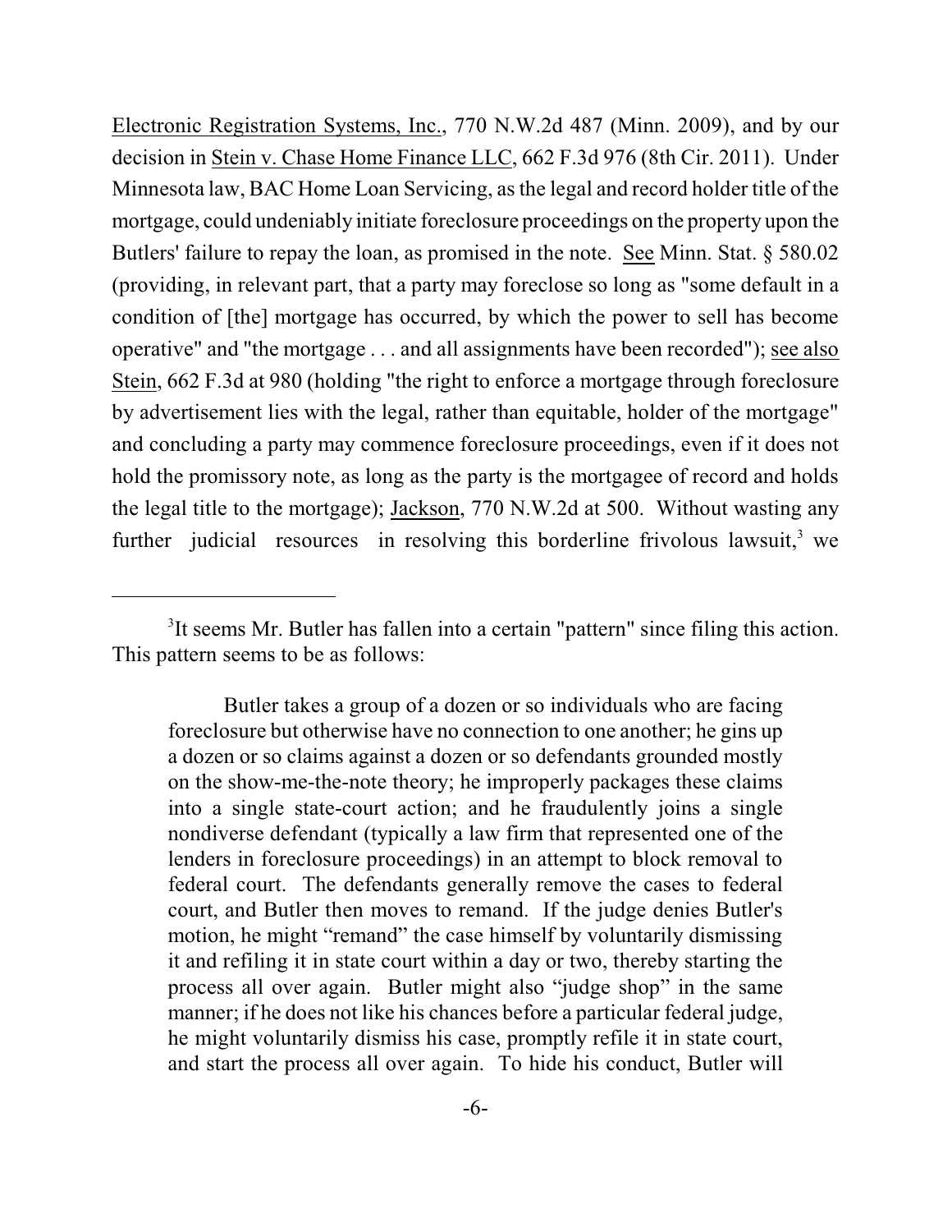Electronic Registration Systems, Inc., 770 N.W.2d 487 (Minn. 2009), and by our decision in Stein v. Chase Home Finance LLC, 662 F.3d 976 (8th Cir. 2011). Under Minnesota law, BAC Home Loan Servicing, as the legal and record holder title of the mortgage, could undeniably initiate foreclosure proceedings on the property upon the Butlers' failure to repay the loan, as promised in the note. See Minn. Stat. § 580.02 (providing, in relevant part, that a party may foreclose so long as "some default in a condition of [the] mortgage has occurred, by which the power to sell has become operative" and "the mortgage . . . and all assignments have been recorded"); see also Stein, 662 F.3d at 980 (holding "the right to enforce a mortgage through foreclosure by advertisement lies with the legal, rather than equitable, holder of the mortgage" and concluding a party may commence foreclosure proceedings, even if it does not hold the promissory note, as long as the party is the mortgagee of record and holds the legal title to the mortgage); Jackson, 770 N.W.2d at 500. Without wasting any further judicial resources in resolving this borderline frivolous lawsuit,[3] we

---

[3]It seems Mr. Butler has fallen into a certain "pattern" since filing this action. This pattern seems to be as follows:

> Butler takes a group of a dozen or so individuals who are facing foreclosure but otherwise have no connection to one another; he gins up a dozen or so claims against a dozen or so defendants grounded mostly on the show-me-the-note theory; he improperly packages these claims into a single state-court action; and he fraudulently joins a single nondiverse defendant (typically a law firm that represented one of the lenders in foreclosure proceedings) in an attempt to block removal to federal court. The defendants generally remove the cases to federal court, and Butler then moves to remand. If the judge denies Butler's motion, he might "remand" the case himself by voluntarily dismissing it and refiling it in state court within a day or two, thereby starting the process all over again. Butler might also "judge shop" in the same manner; if he does not like his chances before a particular federal judge, he might voluntarily dismiss his case, promptly refile it in state court, and start the process all over again. To hide his conduct, Butler will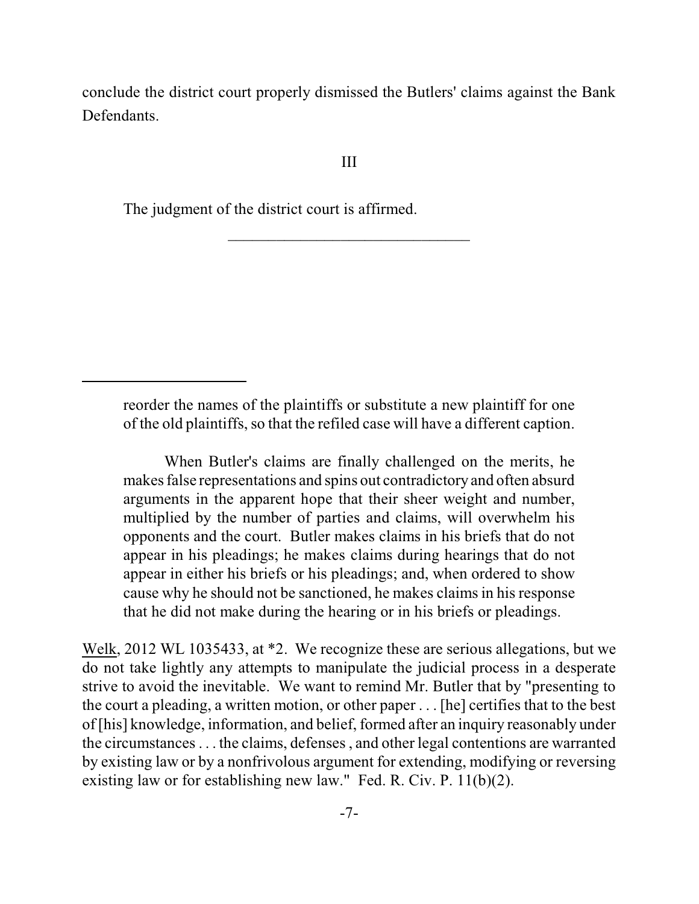conclude the district court properly dismissed the Butlers' claims against the Bank Defendants.

III

The judgment of the district court is affirmed.

______________________________

---

> reorder the names of the plaintiffs or substitute a new plaintiff for one of the old plaintiffs, so that the refiled case will have a different caption.
>
> When Butler's claims are finally challenged on the merits, he makes false representations and spins out contradictory and often absurd arguments in the apparent hope that their sheer weight and number, multiplied by the number of parties and claims, will overwhelm his opponents and the court. Butler makes claims in his briefs that do not appear in his pleadings; he makes claims during hearings that do not appear in either his briefs or his pleadings; and, when ordered to show cause why he should not be sanctioned, he makes claims in his response that he did not make during the hearing or in his briefs or pleadings.

Welk, 2012 WL 1035433, at *2. We recognize these are serious allegations, but we do not take lightly any attempts to manipulate the judicial process in a desperate strive to avoid the inevitable. We want to remind Mr. Butler that by "presenting to the court a pleading, a written motion, or other paper . . . [he] certifies that to the best of [his] knowledge, information, and belief, formed after an inquiry reasonably under the circumstances . . . the claims, defenses , and other legal contentions are warranted by existing law or by a nonfrivolous argument for extending, modifying or reversing existing law or for establishing new law." Fed. R. Civ. P. 11(b)(2).